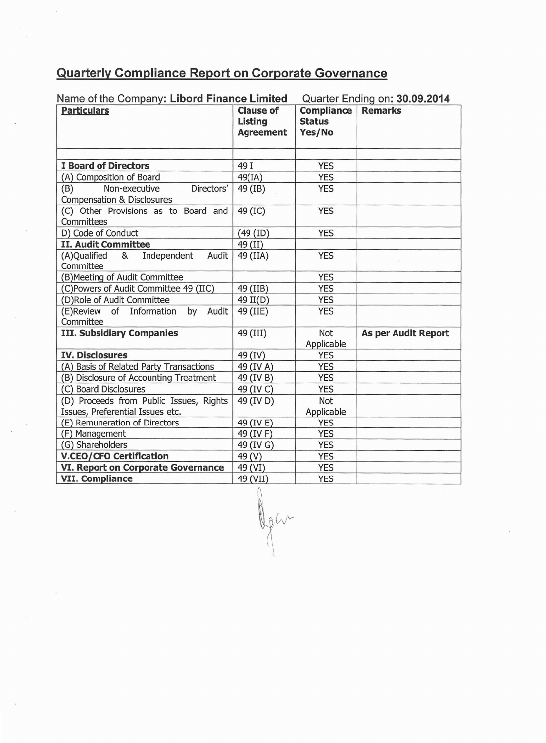# Quarterly Compliance Report on Corporate Governance

Name of the Company: **Libord Finance Limited** Quarter Ending on: **30.09.2014**

| **Particulars** | **Clause of Listing Agreement** | **Compliance Status Yes/No** | **Remarks** |
|---|---|---|---|
| | | | |
| **I Board of Directors** | 49 I | YES | |
| (A) Composition of Board | 49(IA) | YES | |
| (B) Non-executive Directors' Compensation & Disclosures | 49 (IB) | YES | |
| (C) Other Provisions as to Board and Committees | 49 (IC) | YES | |
| D) Code of Conduct | (49 (ID) | YES | |
| **II. Audit Committee** | 49 (II) | | |
| (A)Qualified & Independent Audit Committee | 49 (IIA) | YES | |
| (B)Meeting of Audit Committee | | YES | |
| (C)Powers of Audit Committee 49 (IIC) | 49 (IIB) | YES | |
| (D)Role of Audit Committee | 49 II(D) | YES | |
| (E)Review of Information by Audit Committee | 49 (IIE) | YES | |
| **III. Subsidiary Companies** | 49 (III) | Not Applicable | **As per Audit Report** |
| **IV. Disclosures** | 49 (IV) | YES | |
| (A) Basis of Related Party Transactions | 49 (IV A) | YES | |
| (B) Disclosure of Accounting Treatment | 49 (IV B) | YES | |
| (C) Board Disclosures | 49 (IV C) | YES | |
| (D) Proceeds from Public Issues, Rights Issues, Preferential Issues etc. | 49 (IV D) | Not Applicable | |
| (E) Remuneration of Directors | 49 (IV E) | YES | |
| (F) Management | 49 (IV F) | YES | |
| (G) Shareholders | 49 (IV G) | YES | |
| **V.CEO/CFO Certification** | 49 (V) | YES | |
| **VI. Report on Corporate Governance** | 49 (VI) | YES | |
| **VII. Compliance** | 49 (VII) | YES | |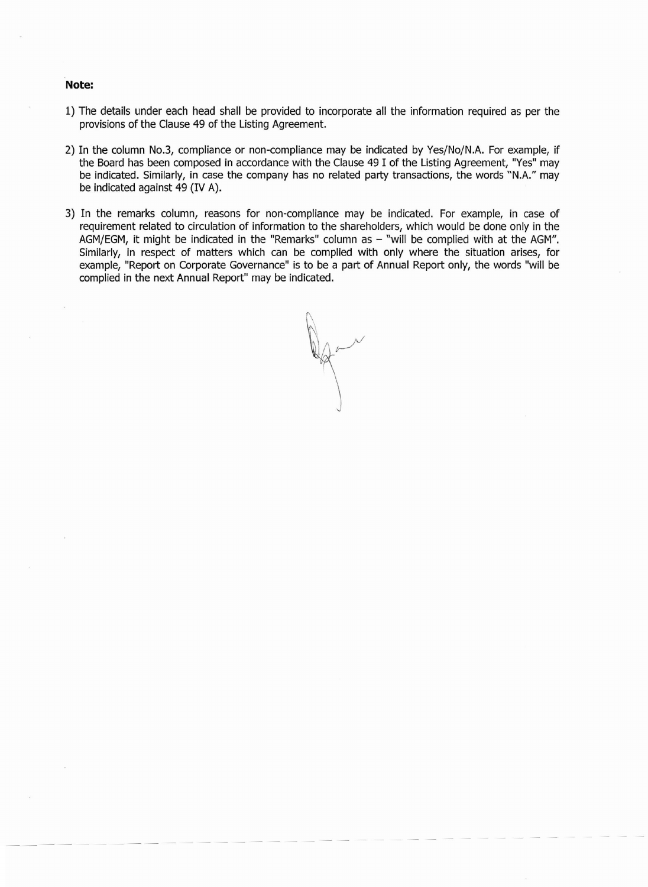**Note:**

1) The details under each head shall be provided to incorporate all the information required as per the provisions of the Clause 49 of the Listing Agreement.

2) In the column No.3, compliance or non-compliance may be indicated by Yes/No/N.A. For example, if the Board has been composed in accordance with the Clause 49 I of the Listing Agreement, "Yes" may be indicated. Similarly, in case the company has no related party transactions, the words "N.A." may be indicated against 49 (IV A).

3) In the remarks column, reasons for non-compliance may be indicated. For example, in case of requirement related to circulation of information to the shareholders, which would be done only in the AGM/EGM, it might be indicated in the "Remarks" column as – "will be complied with at the AGM". Similarly, in respect of matters which can be complied with only where the situation arises, for example, "Report on Corporate Governance" is to be a part of Annual Report only, the words "will be complied in the next Annual Report" may be indicated.